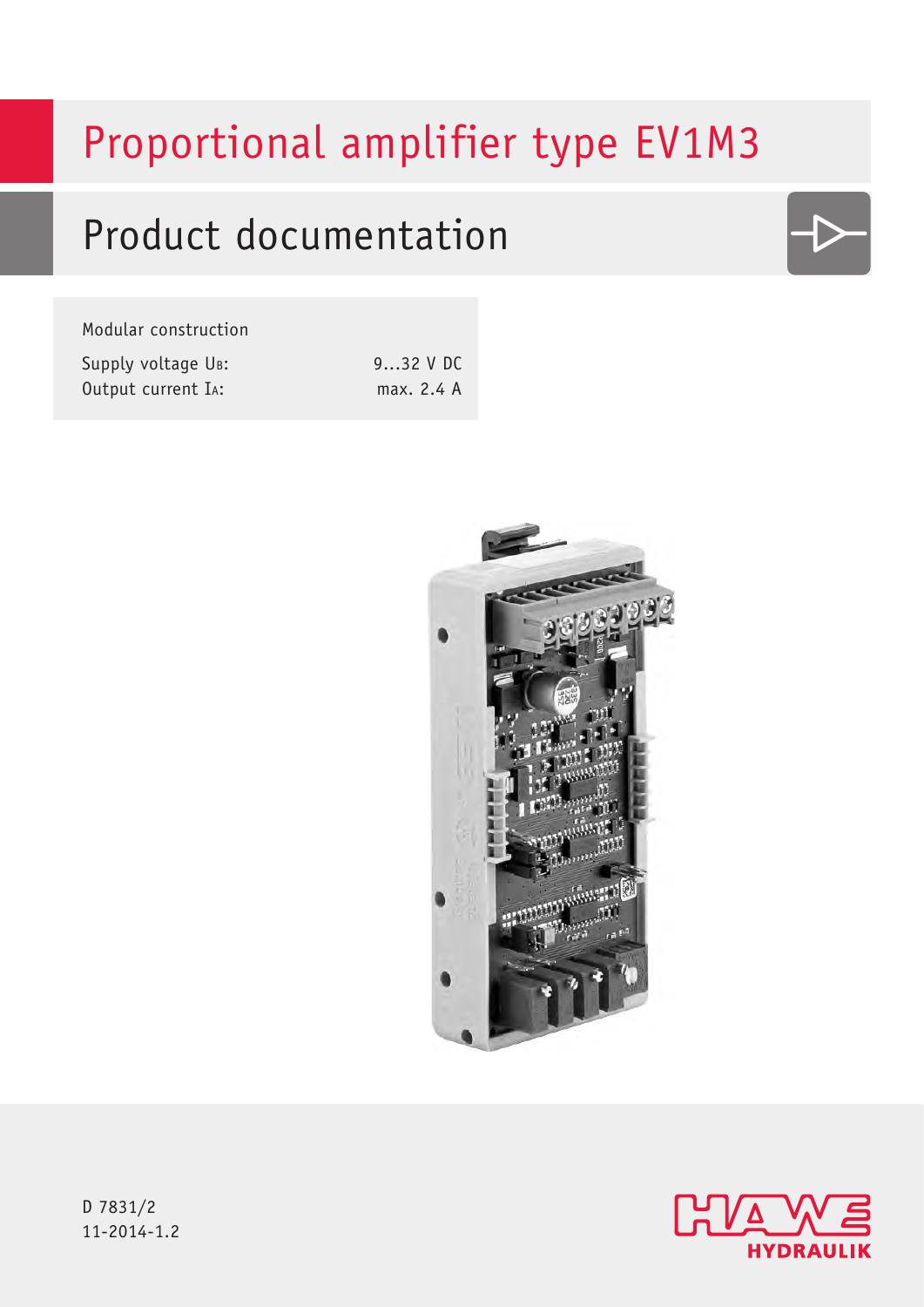# Proportional amplifier type EV1M3

## Product documentation

Modular construction

| | |
|---|---|
| Supply voltage $U_B$: | 9...32 V DC |
| Output current $I_A$: | max. 2.4 A |

D 7831/2
11-2014-1.2

HAWE HYDRAULIK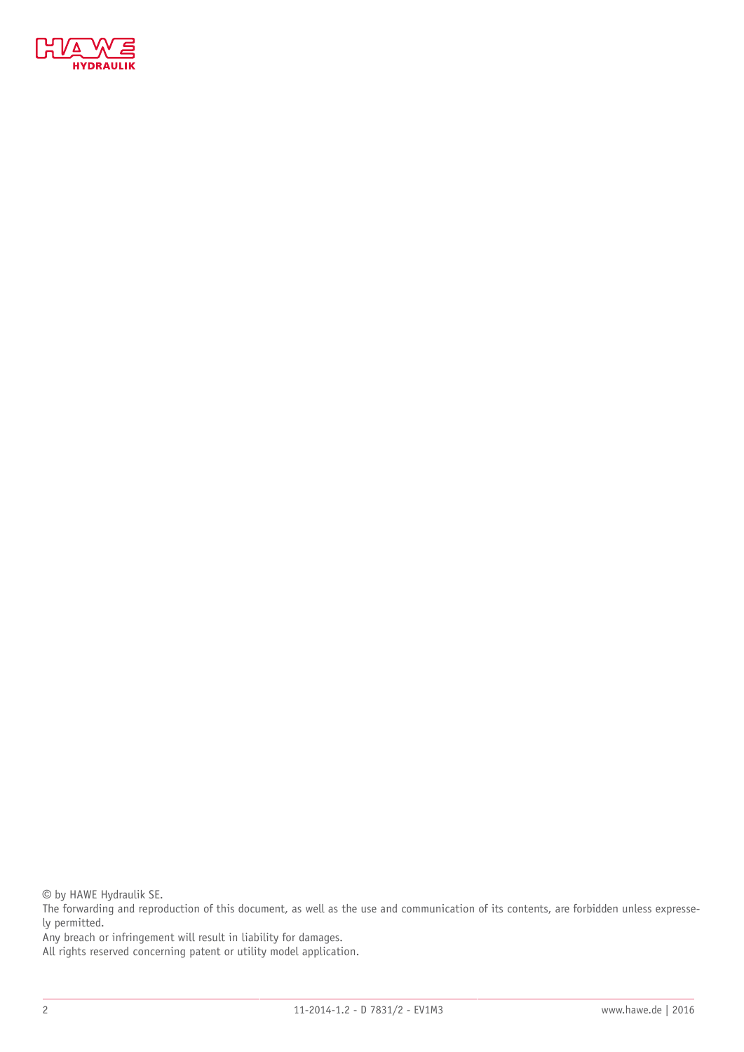© by HAWE Hydraulik SE.
The forwarding and reproduction of this document, as well as the use and communication of its contents, are forbidden unless expressely permitted.
Any breach or infringement will result in liability for damages.
All rights reserved concerning patent or utility model application.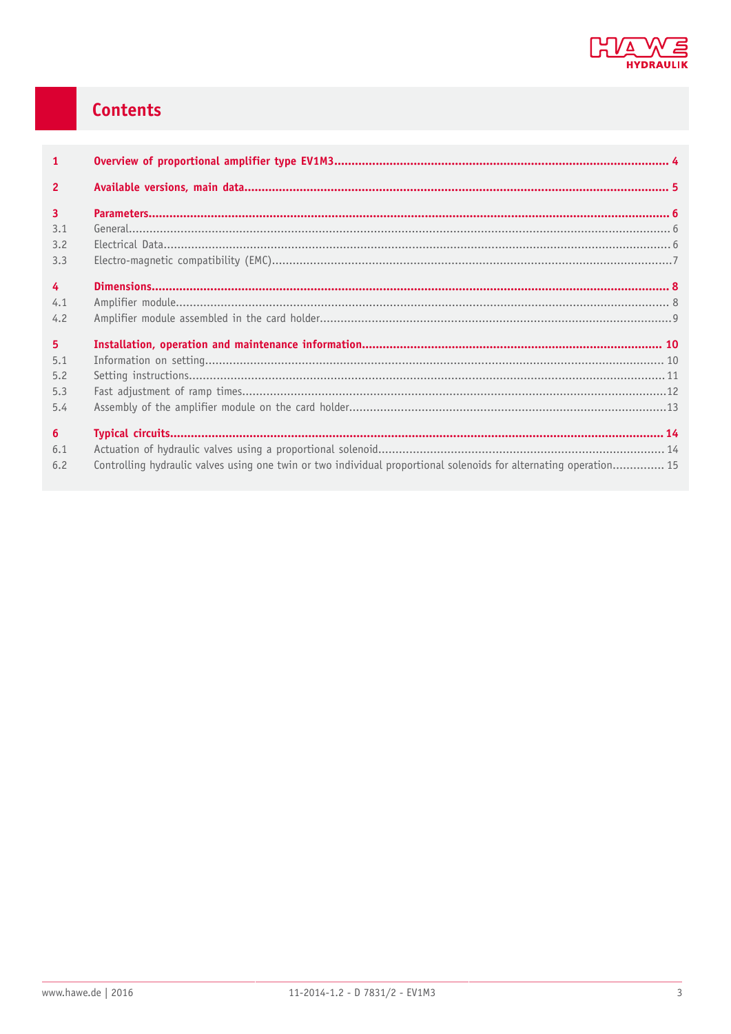# Contents

| | | |
|---|---|---|
| **1** | **Overview of proportional amplifier type EV1M3** | **4** |
| **2** | **Available versions, main data** | **5** |
| **3** | **Parameters** | **6** |
| 3.1 | General | 6 |
| 3.2 | Electrical Data | 6 |
| 3.3 | Electro-magnetic compatibility (EMC) | 7 |
| **4** | **Dimensions** | **8** |
| 4.1 | Amplifier module | 8 |
| 4.2 | Amplifier module assembled in the card holder | 9 |
| **5** | **Installation, operation and maintenance information** | **10** |
| 5.1 | Information on setting | 10 |
| 5.2 | Setting instructions | 11 |
| 5.3 | Fast adjustment of ramp times | 12 |
| 5.4 | Assembly of the amplifier module on the card holder | 13 |
| **6** | **Typical circuits** | **14** |
| 6.1 | Actuation of hydraulic valves using a proportional solenoid | 14 |
| 6.2 | Controlling hydraulic valves using one twin or two individual proportional solenoids for alternating operation | 15 |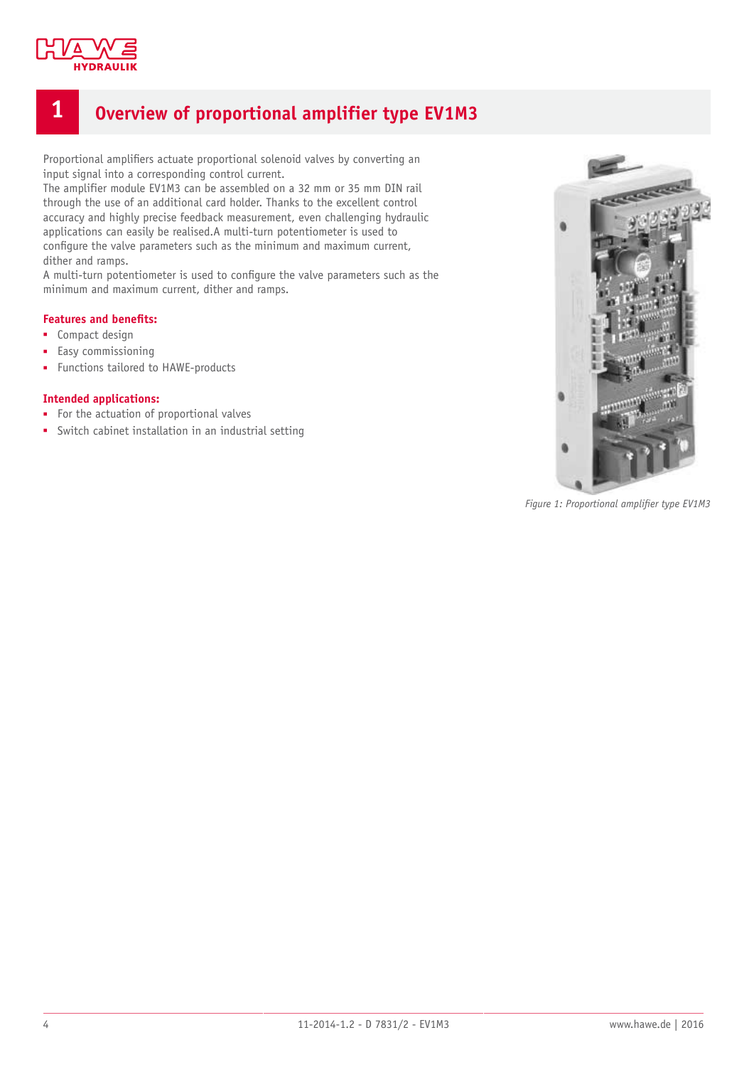# 1 Overview of proportional amplifier type EV1M3

Proportional amplifiers actuate proportional solenoid valves by converting an input signal into a corresponding control current.
The amplifier module EV1M3 can be assembled on a 32 mm or 35 mm DIN rail through the use of an additional card holder. Thanks to the excellent control accuracy and highly precise feedback measurement, even challenging hydraulic applications can easily be realised.A multi-turn potentiometer is used to configure the valve parameters such as the minimum and maximum current, dither and ramps.
A multi-turn potentiometer is used to configure the valve parameters such as the minimum and maximum current, dither and ramps.

**Features and benefits:**

- Compact design
- Easy commissioning
- Functions tailored to HAWE-products

**Intended applications:**

- For the actuation of proportional valves
- Switch cabinet installation in an industrial setting

*Figure 1: Proportional amplifier type EV1M3*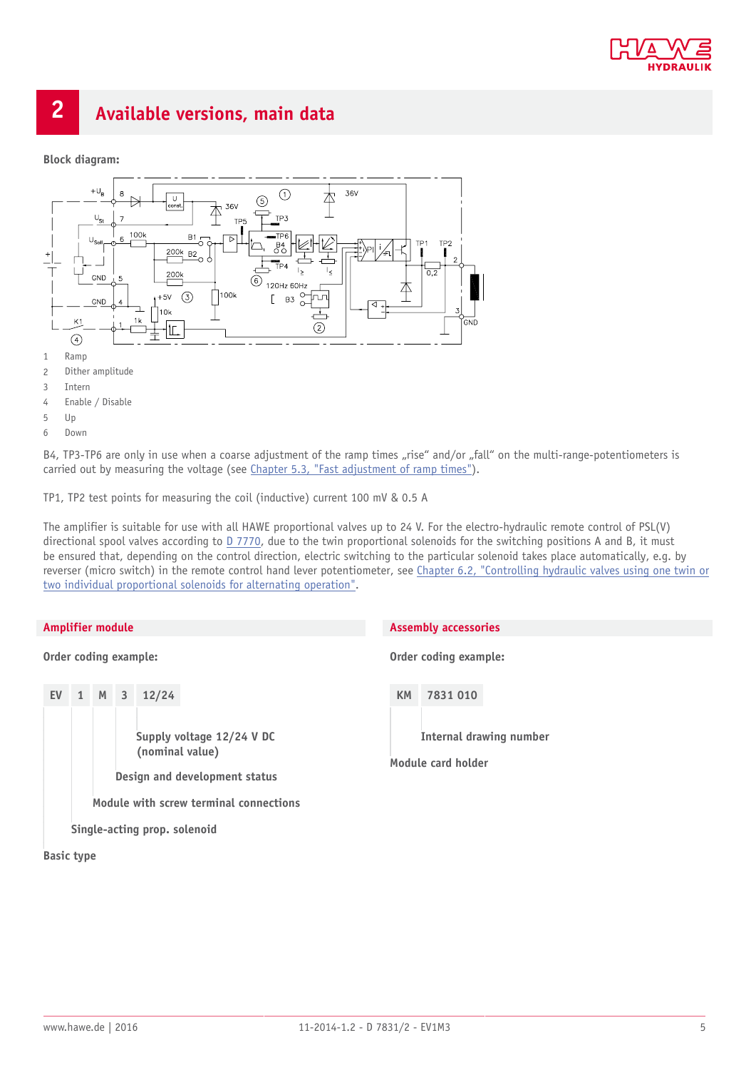## 2 Available versions, main data

**Block diagram:**

1 Ramp
2 Dither amplitude
3 Intern
4 Enable / Disable
5 Up
6 Down

B4, TP3-TP6 are only in use when a coarse adjustment of the ramp times „rise“ and/or „fall“ on the multi-range-potentiometers is carried out by measuring the voltage (see Chapter 5.3, "Fast adjustment of ramp times").

TP1, TP2 test points for measuring the coil (inductive) current 100 mV & 0.5 A

The amplifier is suitable for use with all HAWE proportional valves up to 24 V. For the electro-hydraulic remote control of PSL(V) directional spool valves according to D 7770, due to the twin proportional solenoids for the switching positions A and B, it must be ensured that, depending on the control direction, electric switching to the particular solenoid takes place automatically, e.g. by reverser (micro switch) in the remote control hand lever potentiometer, see Chapter 6.2, "Controlling hydraulic valves using one twin or two individual proportional solenoids for alternating operation".

### Amplifier module

**Order coding example:**

| EV | 1 | M | 3 | 12/24 |
|---|---|---|---|---|

- **Supply voltage 12/24 V DC (nominal value)**
- **Design and development status**
- **Module with screw terminal connections**
- **Single-acting prop. solenoid**
- **Basic type**

### Assembly accessories

**Order coding example:**

| KM | 7831 010 |
|---|---|

- **Internal drawing number**
- **Module card holder**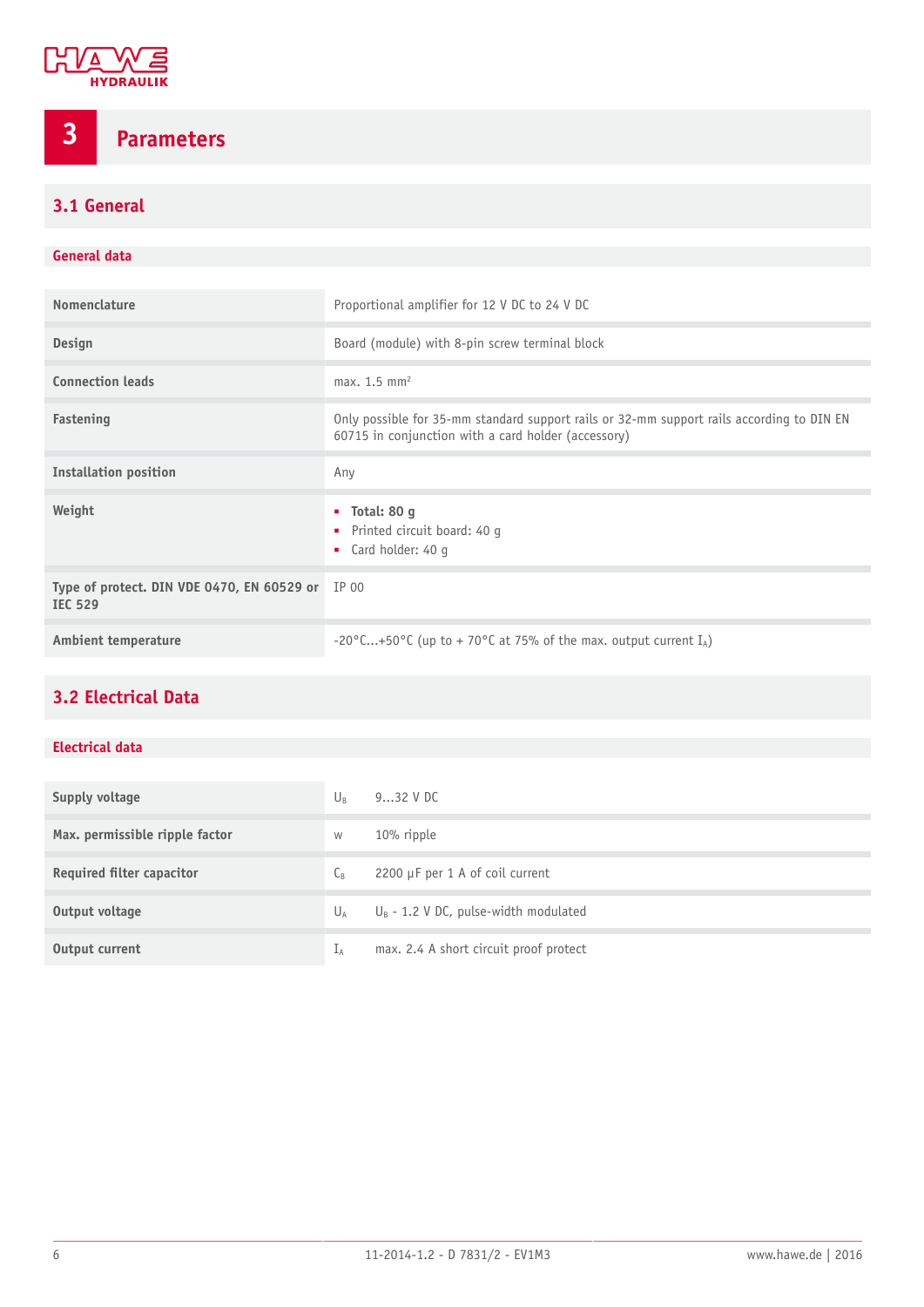# 3 Parameters

## 3.1 General

### General data

| | |
|---|---|
| **Nomenclature** | Proportional amplifier for 12 V DC to 24 V DC |
| **Design** | Board (module) with 8-pin screw terminal block |
| **Connection leads** | max. 1.5 $mm^2$ |
| **Fastening** | Only possible for 35-mm standard support rails or 32-mm support rails according to DIN EN 60715 in conjunction with a card holder (accessory) |
| **Installation position** | Any |
| **Weight** | ▪ **Total: 80 g**<br>▪ Printed circuit board: 40 g<br>▪ Card holder: 40 g |
| **Type of protect. DIN VDE 0470, EN 60529 or IEC 529** | IP 00 |
| **Ambient temperature** | -20°C...+50°C (up to + 70°C at 75% of the max. output current $I_A$) |

## 3.2 Electrical Data

### Electrical data

| | | |
|---|---|---|
| **Supply voltage** | $U_B$ | 9...32 V DC |
| **Max. permissible ripple factor** | w | 10% ripple |
| **Required filter capacitor** | $C_B$ | 2200 µF per 1 A of coil current |
| **Output voltage** | $U_A$ | $U_B$ - 1.2 V DC, pulse-width modulated |
| **Output current** | $I_A$ | max. 2.4 A short circuit proof protect |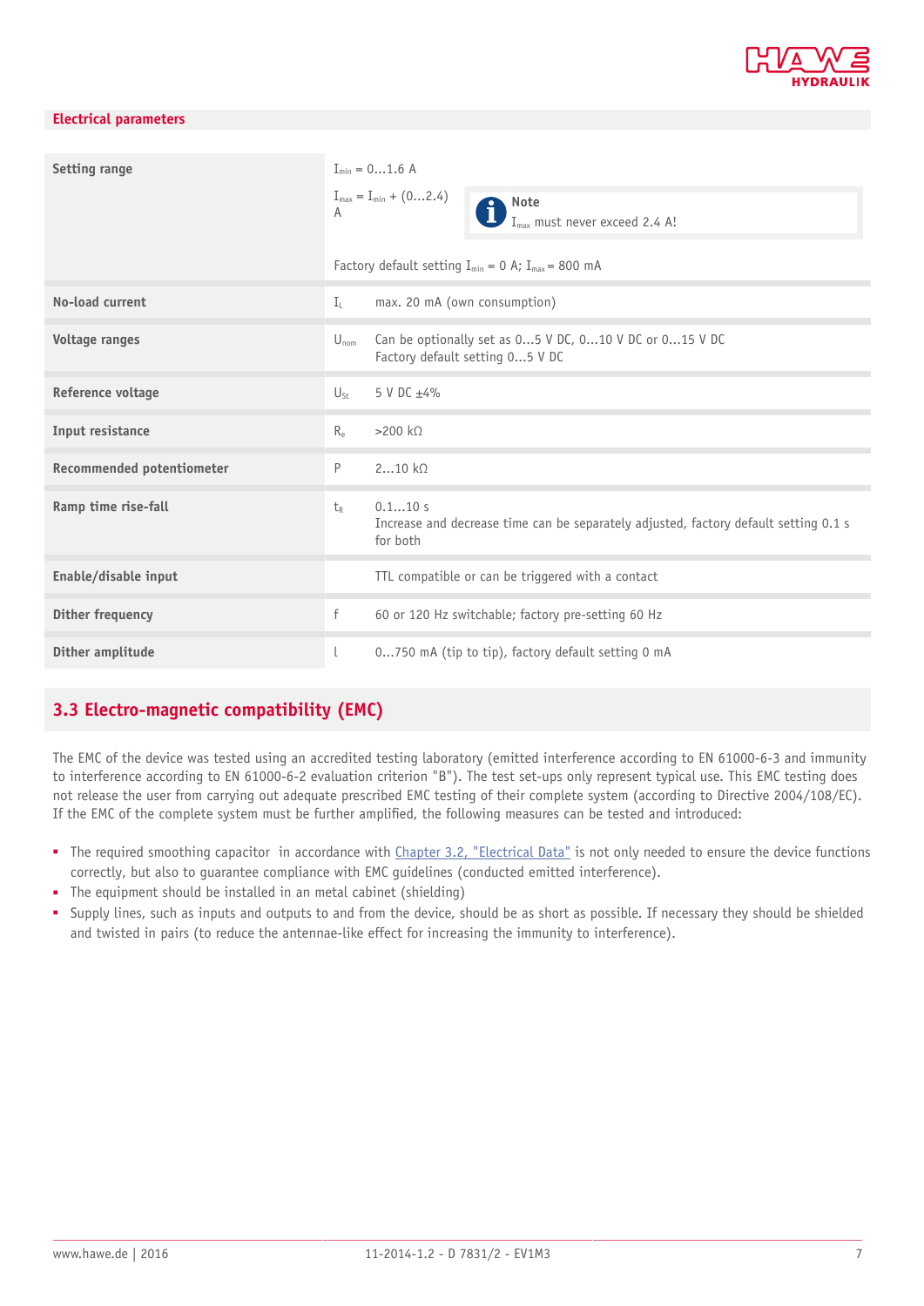**Electrical parameters**

| | | |
|---|---|---|
| **Setting range** | $I_{min}$ = 0...1.6 A<br>$I_{max}$ = $I_{min}$ + (0...2.4) A<br>**Note** $I_{max}$ must never exceed 2.4 A!<br>Factory default setting $I_{min}$ = 0 A; $I_{max}$ = 800 mA | |
| **No-load current** | $I_L$ | max. 20 mA (own consumption) |
| **Voltage ranges** | $U_{nom}$ | Can be optionally set as 0...5 V DC, 0...10 V DC or 0...15 V DC<br>Factory default setting 0...5 V DC |
| **Reference voltage** | $U_{St}$ | 5 V DC ±4% |
| **Input resistance** | $R_e$ | >200 kΩ |
| **Recommended potentiometer** | P | 2...10 kΩ |
| **Ramp time rise-fall** | $t_R$ | 0.1...10 s<br>Increase and decrease time can be separately adjusted, factory default setting 0.1 s for both |
| **Enable/disable input** | | TTL compatible or can be triggered with a contact |
| **Dither frequency** | f | 60 or 120 Hz switchable; factory pre-setting 60 Hz |
| **Dither amplitude** | I | 0...750 mA (tip to tip), factory default setting 0 mA |

## 3.3 Electro-magnetic compatibility (EMC)

The EMC of the device was tested using an accredited testing laboratory (emitted interference according to EN 61000-6-3 and immunity to interference according to EN 61000-6-2 evaluation criterion "B"). The test set-ups only represent typical use. This EMC testing does not release the user from carrying out adequate prescribed EMC testing of their complete system (according to Directive 2004/108/EC). If the EMC of the complete system must be further amplified, the following measures can be tested and introduced:

- The required smoothing capacitor in accordance with Chapter 3.2, "Electrical Data" is not only needed to ensure the device functions correctly, but also to guarantee compliance with EMC guidelines (conducted emitted interference).
- The equipment should be installed in an metal cabinet (shielding)
- Supply lines, such as inputs and outputs to and from the device, should be as short as possible. If necessary they should be shielded and twisted in pairs (to reduce the antennae-like effect for increasing the immunity to interference).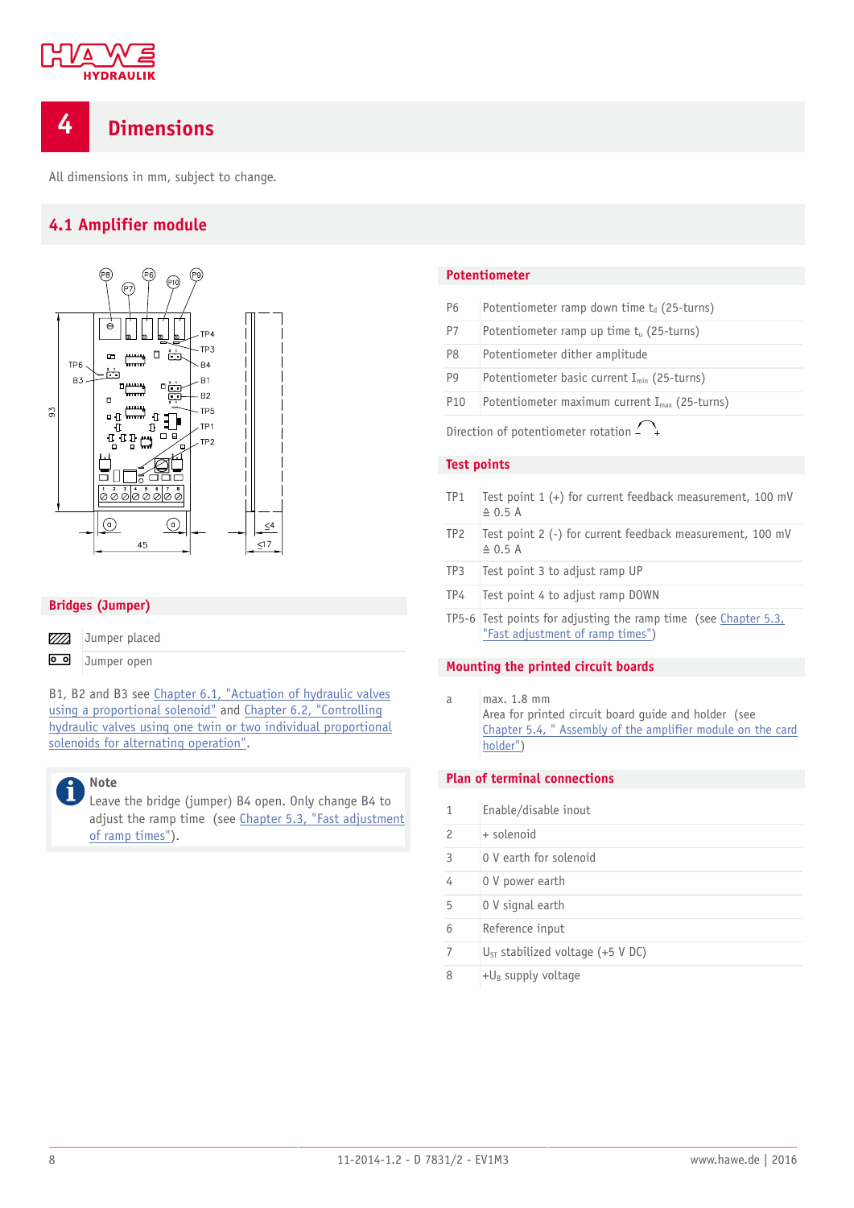# 4 Dimensions

All dimensions in mm, subject to change.

## 4.1 Amplifier module

### Bridges (Jumper)

| | |
|---|---|
| ▨ | Jumper placed |
| ⚬⚬ | Jumper open |

B1, B2 and B3 see Chapter 6.1, "Actuation of hydraulic valves using a proportional solenoid" and Chapter 6.2, "Controlling hydraulic valves using one twin or two individual proportional solenoids for alternating operation".

> **Note**
> Leave the bridge (jumper) B4 open. Only change B4 to adjust the ramp time (see Chapter 5.3, "Fast adjustment of ramp times").

### Potentiometer

| | |
|---|---|
| P6 | Potentiometer ramp down time $t_d$ (25-turns) |
| P7 | Potentiometer ramp up time $t_u$ (25-turns) |
| P8 | Potentiometer dither amplitude |
| P9 | Potentiometer basic current $I_{min}$ (25-turns) |
| P10 | Potentiometer maximum current $I_{max}$ (25-turns) |

Direction of potentiometer rotation – +

### Test points

| | |
|---|---|
| TP1 | Test point 1 (+) for current feedback measurement, 100 mV ≙ 0.5 A |
| TP2 | Test point 2 (-) for current feedback measurement, 100 mV ≙ 0.5 A |
| TP3 | Test point 3 to adjust ramp UP |
| TP4 | Test point 4 to adjust ramp DOWN |
| TP5-6 | Test points for adjusting the ramp time (see Chapter 5.3, "Fast adjustment of ramp times") |

### Mounting the printed circuit boards

| | |
|---|---|
| a | max. 1.8 mm<br>Area for printed circuit board guide and holder (see Chapter 5.4, " Assembly of the amplifier module on the card holder") |

### Plan of terminal connections

| | |
|---|---|
| 1 | Enable/disable inout |
| 2 | + solenoid |
| 3 | 0 V earth for solenoid |
| 4 | 0 V power earth |
| 5 | 0 V signal earth |
| 6 | Reference input |
| 7 | $U_{ST}$ stabilized voltage (+5 V DC) |
| 8 | $+U_B$ supply voltage |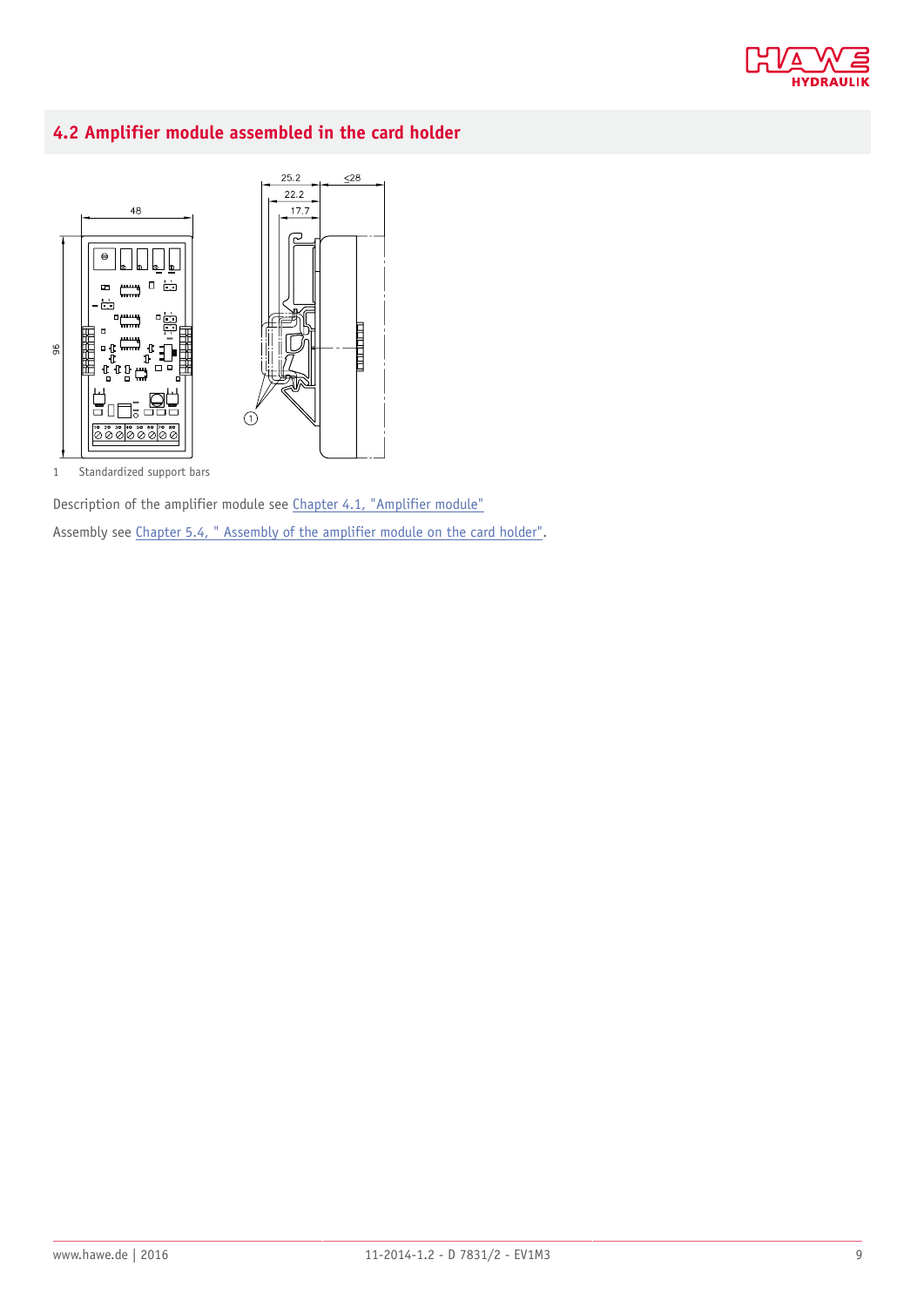## 4.2 Amplifier module assembled in the card holder

1 Standardized support bars

Description of the amplifier module see Chapter 4.1, "Amplifier module"

Assembly see Chapter 5.4, " Assembly of the amplifier module on the card holder".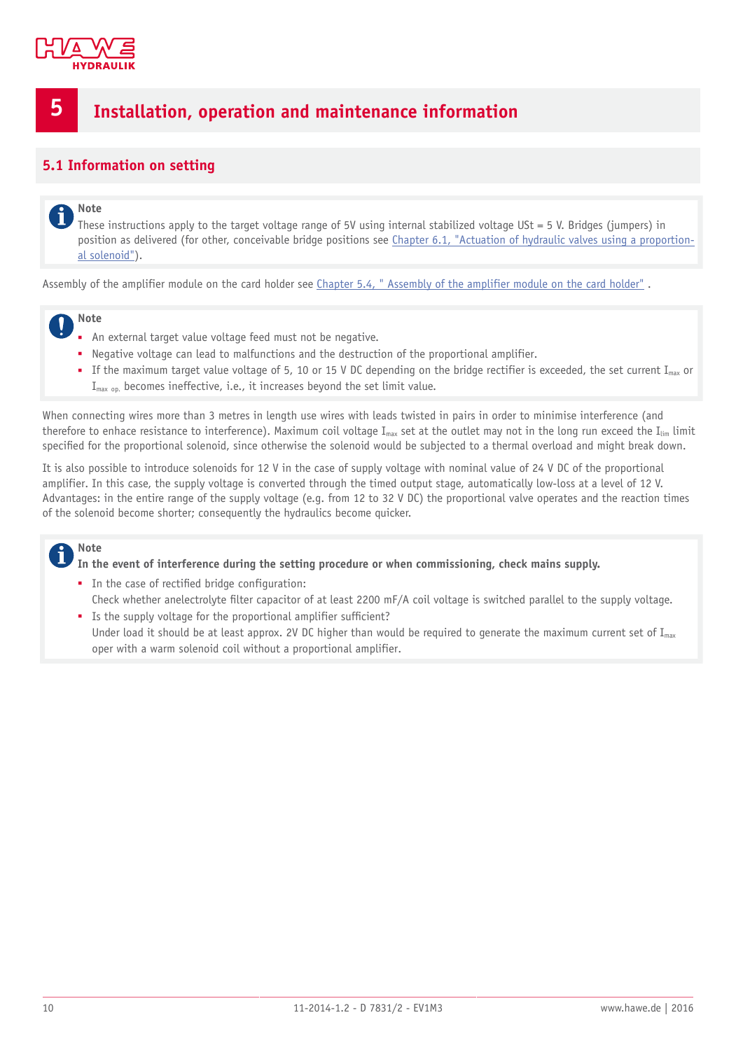# 5 Installation, operation and maintenance information

## 5.1 Information on setting

**Note**
These instructions apply to the target voltage range of 5V using internal stabilized voltage USt = 5 V. Bridges (jumpers) in position as delivered (for other, conceivable bridge positions see Chapter 6.1, "Actuation of hydraulic valves using a proportional solenoid").

Assembly of the amplifier module on the card holder see Chapter 5.4, " Assembly of the amplifier module on the card holder" .

**Note**

- An external target value voltage feed must not be negative.
- Negative voltage can lead to malfunctions and the destruction of the proportional amplifier.
- If the maximum target value voltage of 5, 10 or 15 V DC depending on the bridge rectifier is exceeded, the set current $I_{max}$ or $I_{max\ op.}$ becomes ineffective, i.e., it increases beyond the set limit value.

When connecting wires more than 3 metres in length use wires with leads twisted in pairs in order to minimise interference (and therefore to enhace resistance to interference). Maximum coil voltage $I_{max}$ set at the outlet may not in the long run exceed the $I_{lim}$ limit specified for the proportional solenoid, since otherwise the solenoid would be subjected to a thermal overload and might break down.

It is also possible to introduce solenoids for 12 V in the case of supply voltage with nominal value of 24 V DC of the proportional amplifier. In this case, the supply voltage is converted through the timed output stage, automatically low-loss at a level of 12 V. Advantages: in the entire range of the supply voltage (e.g. from 12 to 32 V DC) the proportional valve operates and the reaction times of the solenoid become shorter; consequently the hydraulics become quicker.

**Note**
**In the event of interference during the setting procedure or when commissioning, check mains supply.**

- In the case of rectified bridge configuration:
  Check whether anelectrolyte filter capacitor of at least 2200 mF/A coil voltage is switched parallel to the supply voltage.
- Is the supply voltage for the proportional amplifier sufficient?
  Under load it should be at least approx. 2V DC higher than would be required to generate the maximum current set of $I_{max}$ oper with a warm solenoid coil without a proportional amplifier.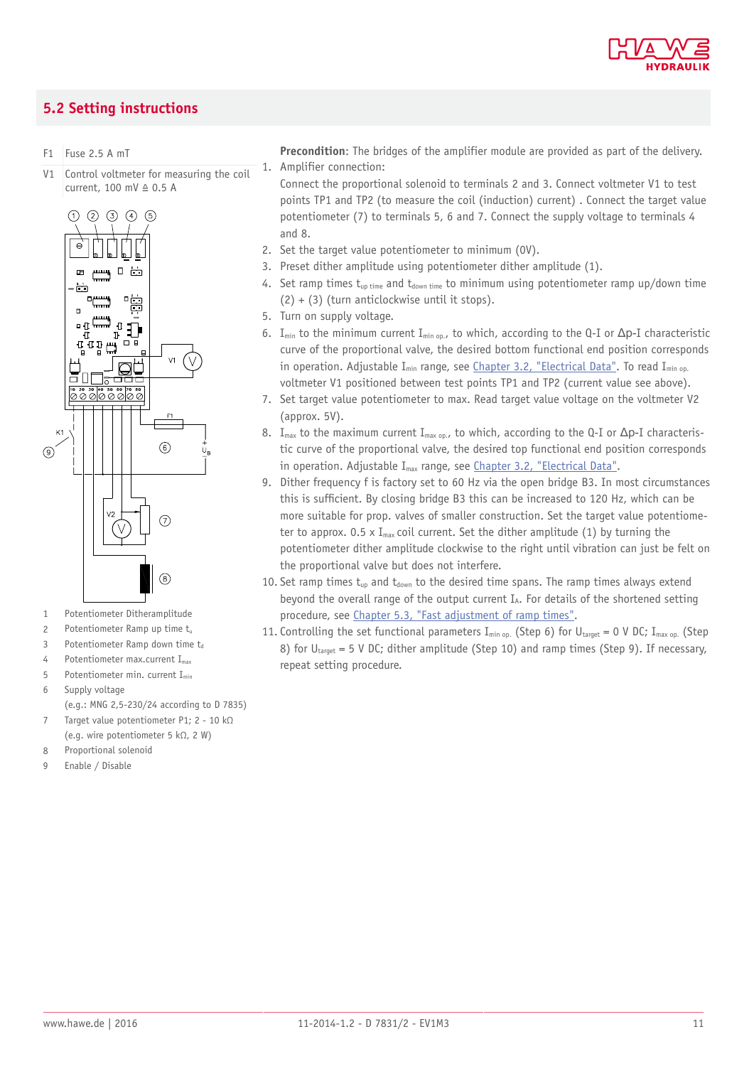## 5.2 Setting instructions

F1 Fuse 2.5 A mT

V1 Control voltmeter for measuring the coil current, 100 mV ≙ 0.5 A

1 Potentiometer Ditheramplitude
2 Potentiometer Ramp up time $t_u$
3 Potentiometer Ramp down time $t_d$
4 Potentiometer max.current $I_{max}$
5 Potentiometer min. current $I_{min}$
6 Supply voltage (e.g.: MNG 2,5-230/24 according to D 7835)
7 Target value potentiometer P1; 2 - 10 kΩ (e.g. wire potentiometer 5 kΩ, 2 W)
8 Proportional solenoid
9 Enable / Disable

**Precondition**: The bridges of the amplifier module are provided as part of the delivery.

1. Amplifier connection:
   Connect the proportional solenoid to terminals 2 and 3. Connect voltmeter V1 to test points TP1 and TP2 (to measure the coil (induction) current) . Connect the target value potentiometer (7) to terminals 5, 6 and 7. Connect the supply voltage to terminals 4 and 8.
2. Set the target value potentiometer to minimum (0V).
3. Preset dither amplitude using potentiometer dither amplitude (1).
4. Set ramp times $t_{up\ time}$ and $t_{down\ time}$ to minimum using potentiometer ramp up/down time (2) + (3) (turn anticlockwise until it stops).
5. Turn on supply voltage.
6. $I_{min}$ to the minimum current $I_{min\ op.}$, to which, according to the Q-I or Δp-I characteristic curve of the proportional valve, the desired bottom functional end position corresponds in operation. Adjustable $I_{min}$ range, see Chapter 3.2, "Electrical Data". To read $I_{min\ op.}$ voltmeter V1 positioned between test points TP1 and TP2 (current value see above).
7. Set target value potentiometer to max. Read target value voltage on the voltmeter V2 (approx. 5V).
8. $I_{max}$ to the maximum current $I_{max\ op.}$, to which, according to the Q-I or Δp-I characteristic curve of the proportional valve, the desired top functional end position corresponds in operation. Adjustable $I_{max}$ range, see Chapter 3.2, "Electrical Data".
9. Dither frequency f is factory set to 60 Hz via the open bridge B3. In most circumstances this is sufficient. By closing bridge B3 this can be increased to 120 Hz, which can be more suitable for prop. valves of smaller construction. Set the target value potentiometer to approx. 0.5 x $I_{max}$ coil current. Set the dither amplitude (1) by turning the potentiometer dither amplitude clockwise to the right until vibration can just be felt on the proportional valve but does not interfere.
10. Set ramp times $t_{up}$ and $t_{down}$ to the desired time spans. The ramp times always extend beyond the overall range of the output current $I_A$. For details of the shortened setting procedure, see Chapter 5.3, "Fast adjustment of ramp times".
11. Controlling the set functional parameters $I_{min\ op.}$ (Step 6) for $U_{target}$ = 0 V DC; $I_{max\ op.}$ (Step 8) for $U_{target}$ = 5 V DC; dither amplitude (Step 10) and ramp times (Step 9). If necessary, repeat setting procedure.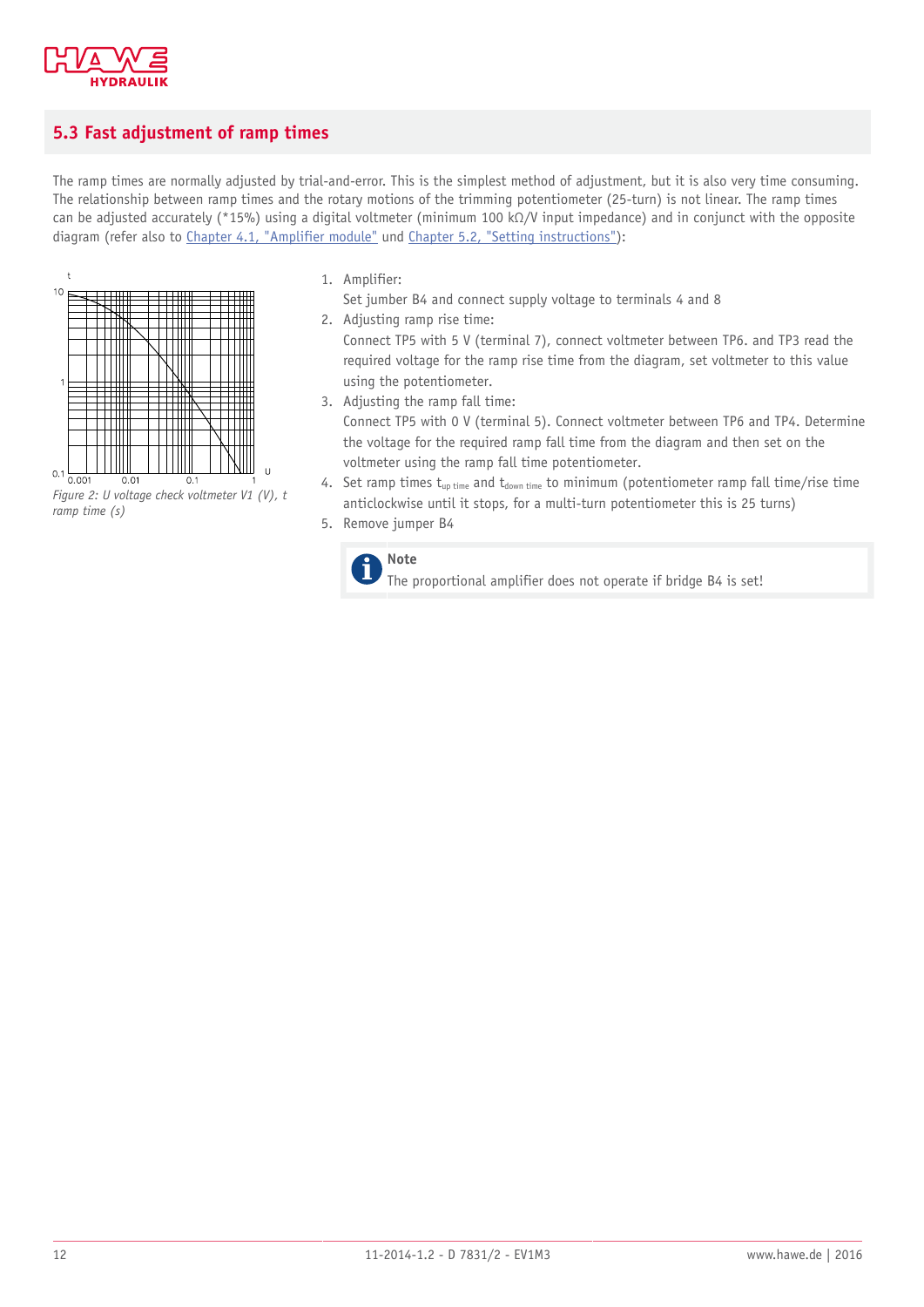## 5.3 Fast adjustment of ramp times

The ramp times are normally adjusted by trial-and-error. This is the simplest method of adjustment, but it is also very time consuming. The relationship between ramp times and the rotary motions of the trimming potentiometer (25-turn) is not linear. The ramp times can be adjusted accurately (*15%) using a digital voltmeter (minimum 100 kΩ/V input impedance) and in conjunct with the opposite diagram (refer also to Chapter 4.1, "Amplifier module" und Chapter 5.2, "Setting instructions"):

*Figure 2: U voltage check voltmeter V1 (V), t ramp time (s)*

1. Amplifier:
   Set jumber B4 and connect supply voltage to terminals 4 and 8
2. Adjusting ramp rise time:
   Connect TP5 with 5 V (terminal 7), connect voltmeter between TP6. and TP3 read the required voltage for the ramp rise time from the diagram, set voltmeter to this value using the potentiometer.
3. Adjusting the ramp fall time:
   Connect TP5 with 0 V (terminal 5). Connect voltmeter between TP6 and TP4. Determine the voltage for the required ramp fall time from the diagram and then set on the voltmeter using the ramp fall time potentiometer.
4. Set ramp times $t_{up\ time}$ and $t_{down\ time}$ to minimum (potentiometer ramp fall time/rise time anticlockwise until it stops, for a multi-turn potentiometer this is 25 turns)
5. Remove jumper B4

> **Note**
> The proportional amplifier does not operate if bridge B4 is set!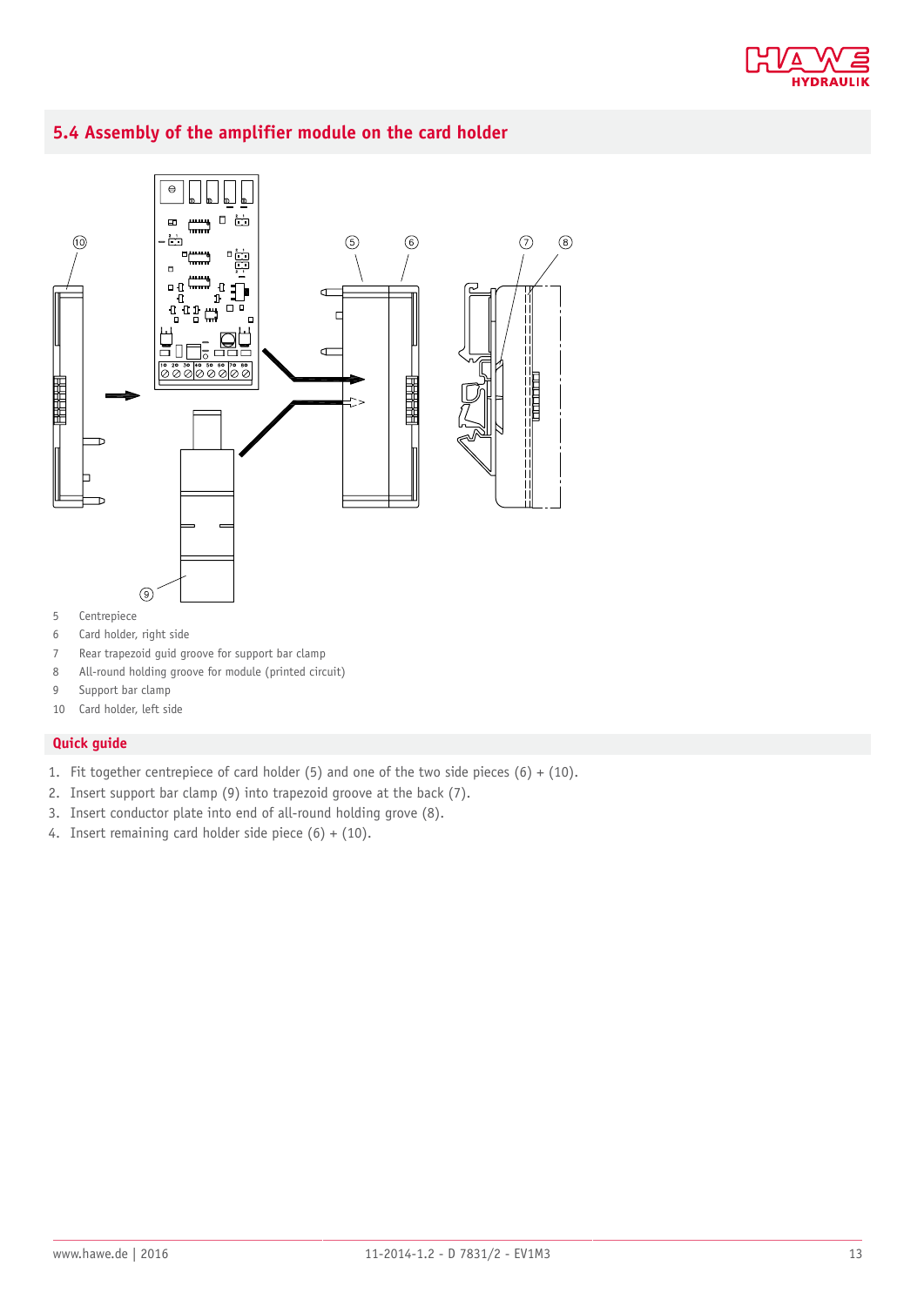## 5.4 Assembly of the amplifier module on the card holder

5 Centrepiece
6 Card holder, right side
7 Rear trapezoid guid groove for support bar clamp
8 All-round holding groove for module (printed circuit)
9 Support bar clamp
10 Card holder, left side

### Quick guide

1. Fit together centrepiece of card holder (5) and one of the two side pieces (6) + (10).
2. Insert support bar clamp (9) into trapezoid groove at the back (7).
3. Insert conductor plate into end of all-round holding grove (8).
4. Insert remaining card holder side piece (6) + (10).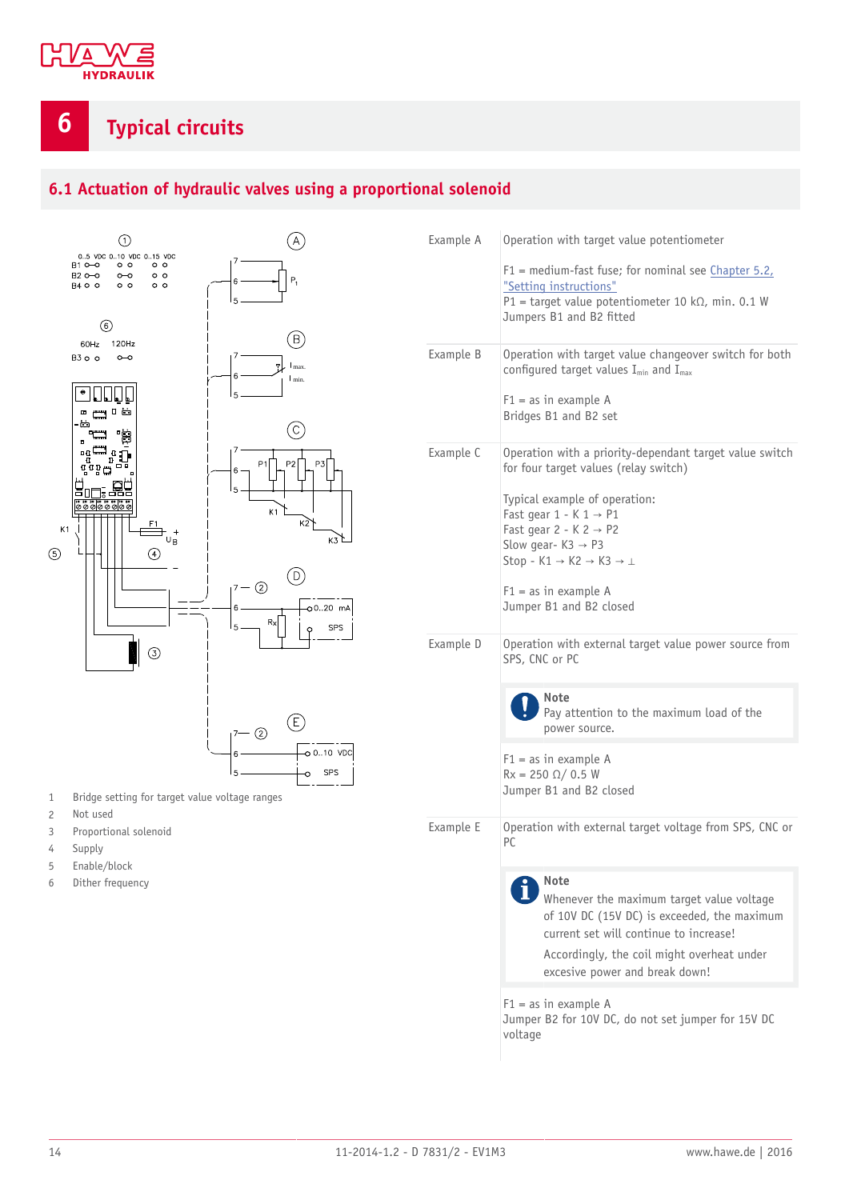# 6 Typical circuits

## 6.1 Actuation of hydraulic valves using a proportional solenoid

1 Bridge setting for target value voltage ranges
2 Not used
3 Proportional solenoid
4 Supply
5 Enable/block
6 Dither frequency

| | |
|---|---|
| Example A | Operation with target value potentiometer<br><br>F1 = medium-fast fuse; for nominal see Chapter 5.2, "Setting instructions"<br>P1 = target value potentiometer 10 kΩ, min. 0.1 W<br>Jumpers B1 and B2 fitted |
| Example B | Operation with target value changeover switch for both configured target values $I_{min}$ and $I_{max}$<br><br>F1 = as in example A<br>Bridges B1 and B2 set |
| Example C | Operation with a priority-dependant target value switch for four target values (relay switch)<br><br>Typical example of operation:<br>Fast gear 1 - K 1 → P1<br>Fast gear 2 - K 2 → P2<br>Slow gear- K3 → P3<br>Stop - K1 → K2 → K3 → ⊥<br><br>F1 = as in example A<br>Jumper B1 and B2 closed |
| Example D | Operation with external target value power source from SPS, CNC or PC<br><br>**Note**<br>Pay attention to the maximum load of the power source.<br><br>F1 = as in example A<br>Rx = 250 Ω/ 0.5 W<br>Jumper B1 and B2 closed |
| Example E | Operation with external target voltage from SPS, CNC or PC<br><br>**Note**<br>Whenever the maximum target value voltage of 10V DC (15V DC) is exceeded, the maximum current set will continue to increase!<br>Accordingly, the coil might overheat under excessive power and break down!<br><br>F1 = as in example A<br>Jumper B2 for 10V DC, do not set jumper for 15V DC voltage |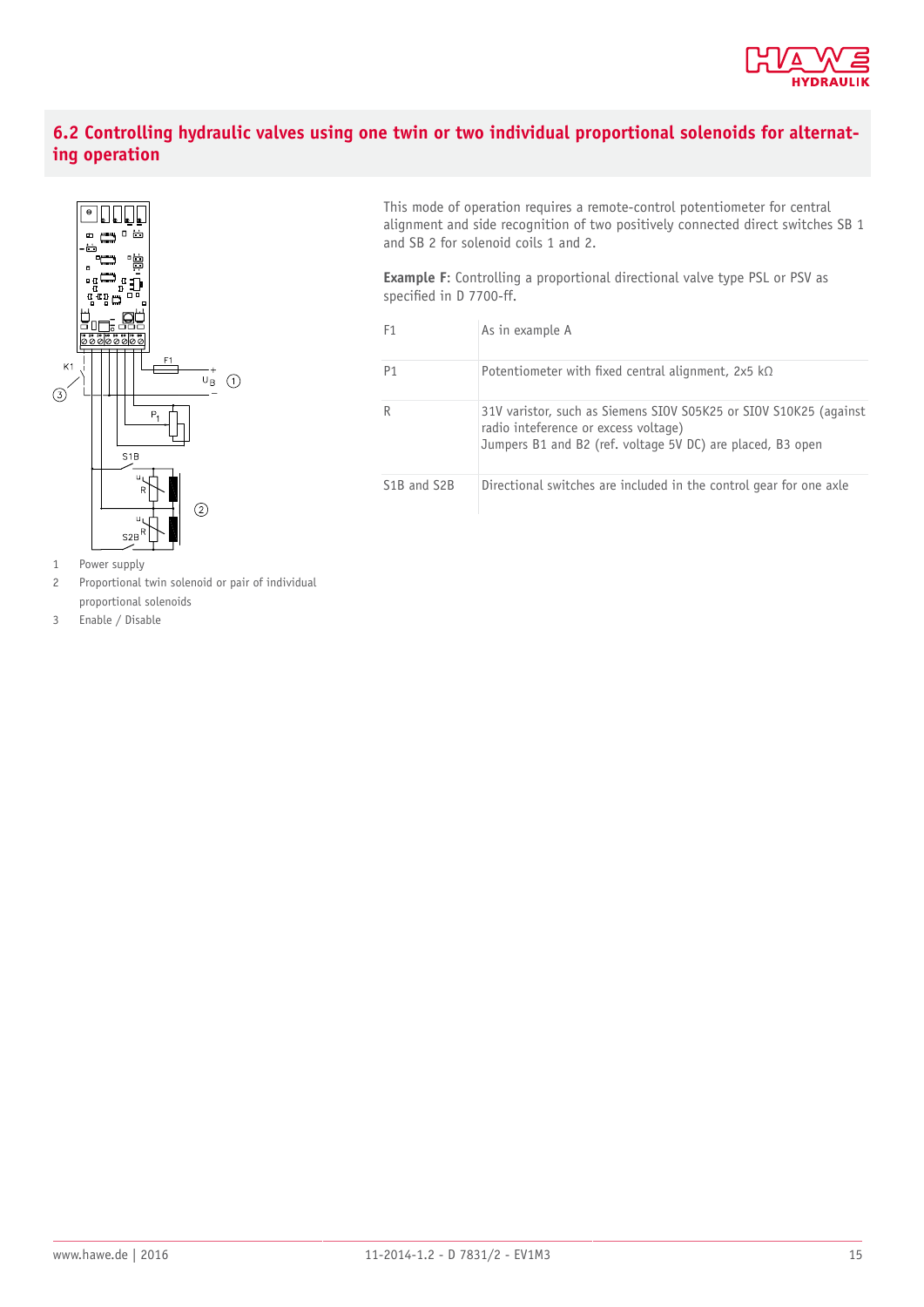## 6.2 Controlling hydraulic valves using one twin or two individual proportional solenoids for alternating operation

1 Power supply
2 Proportional twin solenoid or pair of individual proportional solenoids
3 Enable / Disable

This mode of operation requires a remote-control potentiometer for central alignment and side recognition of two positively connected direct switches SB 1 and SB 2 for solenoid coils 1 and 2.

**Example F**: Controlling a proportional directional valve type PSL or PSV as specified in D 7700-ff.

| | |
|---|---|
| F1 | As in example A |
| P1 | Potentiometer with fixed central alignment, 2x5 kΩ |
| R | 31V varistor, such as Siemens SIOV S05K25 or SIOV S10K25 (against radio inteference or excess voltage)<br>Jumpers B1 and B2 (ref. voltage 5V DC) are placed, B3 open |
| S1B and S2B | Directional switches are included in the control gear for one axle |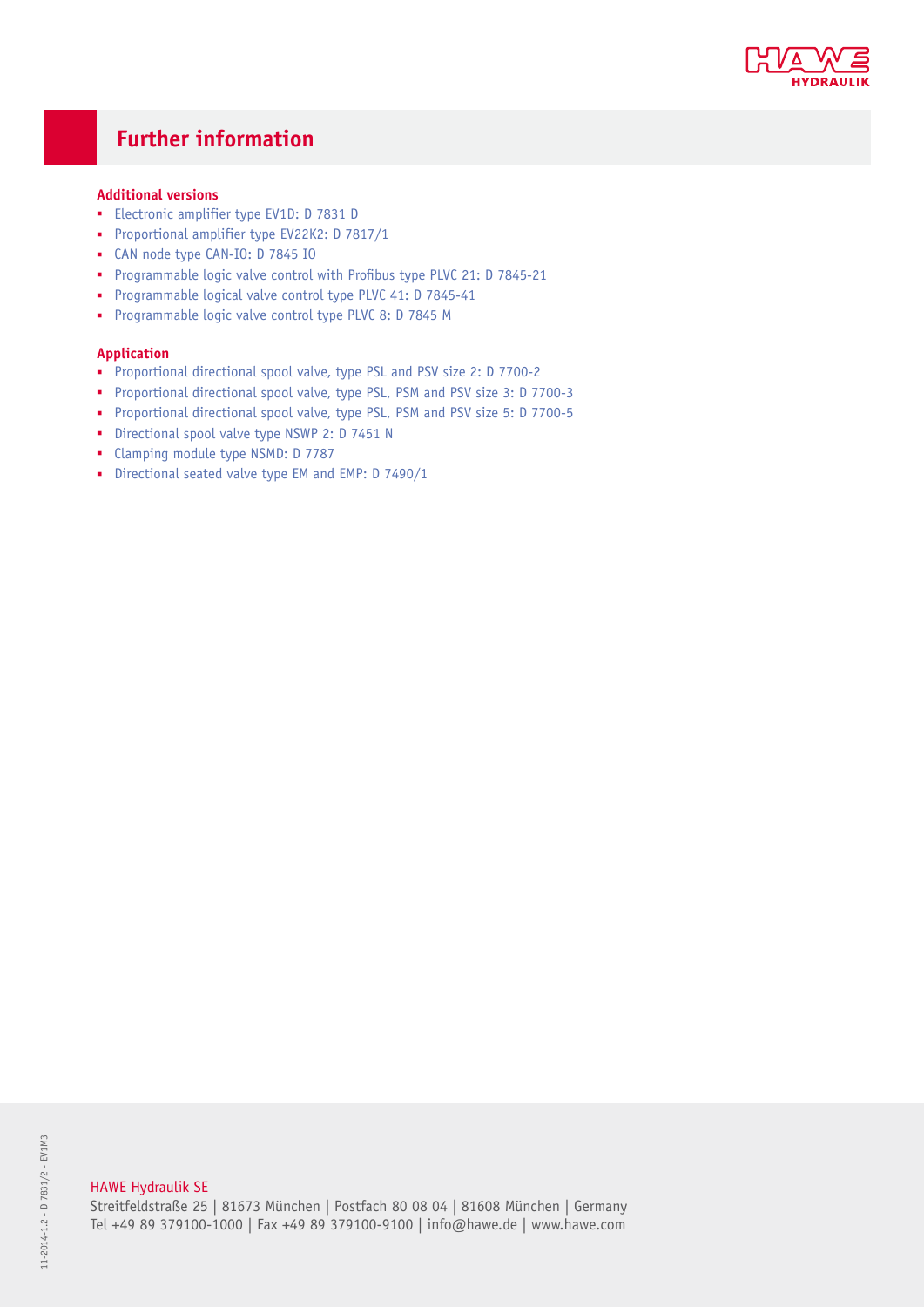# Further information

### Additional versions

- Electronic amplifier type EV1D: D 7831 D
- Proportional amplifier type EV22K2: D 7817/1
- CAN node type CAN-IO: D 7845 IO
- Programmable logic valve control with Profibus type PLVC 21: D 7845-21
- Programmable logical valve control type PLVC 41: D 7845-41
- Programmable logic valve control type PLVC 8: D 7845 M

### Application

- Proportional directional spool valve, type PSL and PSV size 2: D 7700-2
- Proportional directional spool valve, type PSL, PSM and PSV size 3: D 7700-3
- Proportional directional spool valve, type PSL, PSM and PSV size 5: D 7700-5
- Directional spool valve type NSWP 2: D 7451 N
- Clamping module type NSMD: D 7787
- Directional seated valve type EM and EMP: D 7490/1

HAWE Hydraulik SE
Streitfeldstraße 25 | 81673 München | Postfach 80 08 04 | 81608 München | Germany
Tel +49 89 379100-1000 | Fax +49 89 379100-9100 | info@hawe.de | www.hawe.com